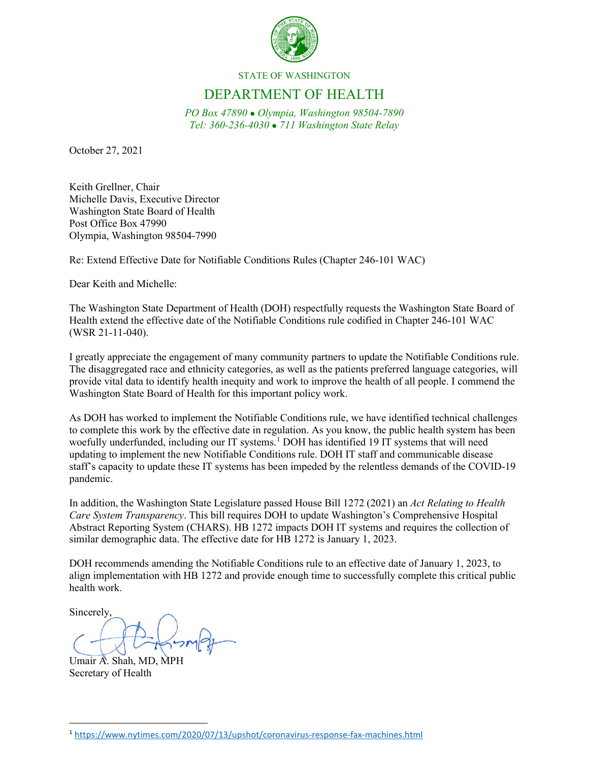STATE OF WASHINGTON

# DEPARTMENT OF HEALTH

*PO Box 47890 • Olympia, Washington 98504-7890*
*Tel: 360-236-4030 • 711 Washington State Relay*

October 27, 2021

Keith Grellner, Chair
Michelle Davis, Executive Director
Washington State Board of Health
Post Office Box 47990
Olympia, Washington 98504-7990

Re: Extend Effective Date for Notifiable Conditions Rules (Chapter 246-101 WAC)

Dear Keith and Michelle:

The Washington State Department of Health (DOH) respectfully requests the Washington State Board of Health extend the effective date of the Notifiable Conditions rule codified in Chapter 246-101 WAC (WSR 21-11-040).

I greatly appreciate the engagement of many community partners to update the Notifiable Conditions rule. The disaggregated race and ethnicity categories, as well as the patients preferred language categories, will provide vital data to identify health inequity and work to improve the health of all people. I commend the Washington State Board of Health for this important policy work.

As DOH has worked to implement the Notifiable Conditions rule, we have identified technical challenges to complete this work by the effective date in regulation. As you know, the public health system has been woefully underfunded, including our IT systems.[1] DOH has identified 19 IT systems that will need updating to implement the new Notifiable Conditions rule. DOH IT staff and communicable disease staff's capacity to update these IT systems has been impeded by the relentless demands of the COVID-19 pandemic.

In addition, the Washington State Legislature passed House Bill 1272 (2021) an *Act Relating to Health Care System Transparency*. This bill requires DOH to update Washington's Comprehensive Hospital Abstract Reporting System (CHARS). HB 1272 impacts DOH IT systems and requires the collection of similar demographic data. The effective date for HB 1272 is January 1, 2023.

DOH recommends amending the Notifiable Conditions rule to an effective date of January 1, 2023, to align implementation with HB 1272 and provide enough time to successfully complete this critical public health work.

Sincerely,

Umair A. Shah, MD, MPH
Secretary of Health

---

[1] https://www.nytimes.com/2020/07/13/upshot/coronavirus-response-fax-machines.html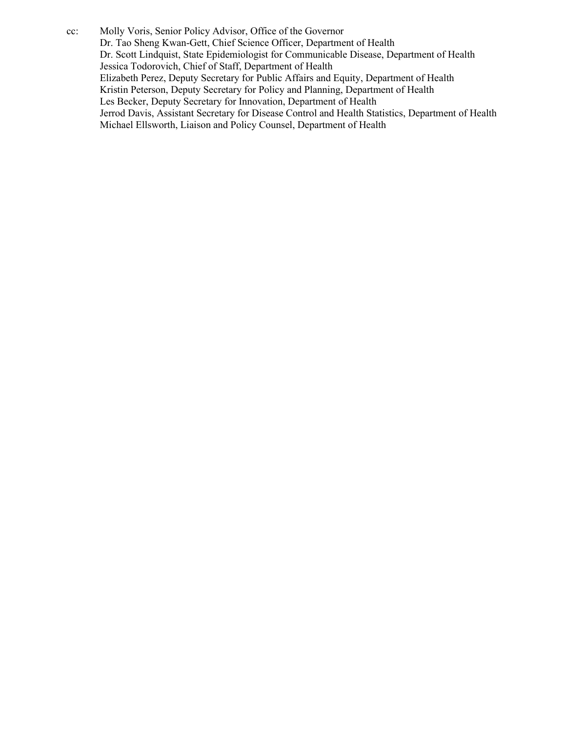cc: Molly Voris, Senior Policy Advisor, Office of the Governor
Dr. Tao Sheng Kwan-Gett, Chief Science Officer, Department of Health
Dr. Scott Lindquist, State Epidemiologist for Communicable Disease, Department of Health
Jessica Todorovich, Chief of Staff, Department of Health
Elizabeth Perez, Deputy Secretary for Public Affairs and Equity, Department of Health
Kristin Peterson, Deputy Secretary for Policy and Planning, Department of Health
Les Becker, Deputy Secretary for Innovation, Department of Health
Jerrod Davis, Assistant Secretary for Disease Control and Health Statistics, Department of Health
Michael Ellsworth, Liaison and Policy Counsel, Department of Health